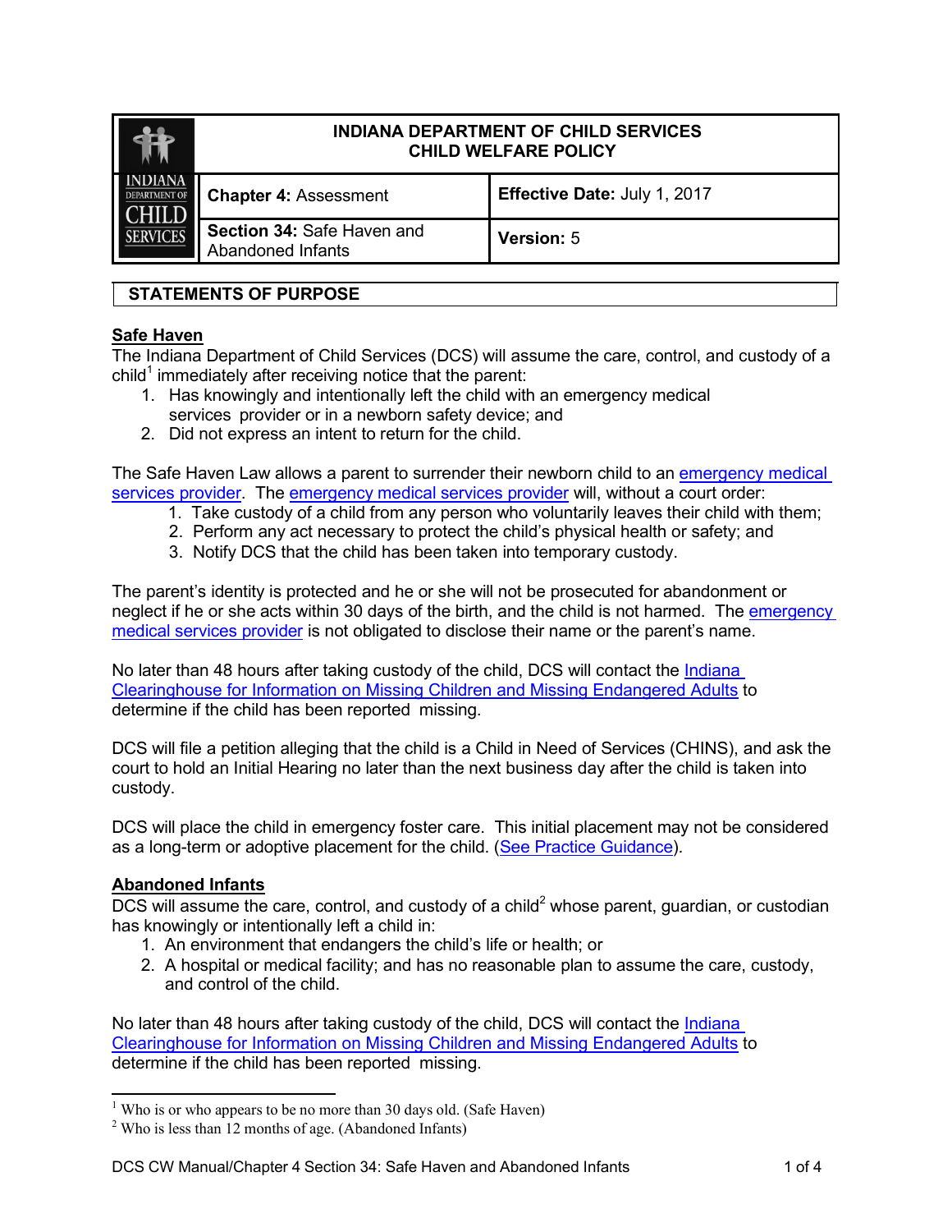| INDIANA DEPARTMENT OF CHILD SERVICES CHILD WELFARE POLICY | |
|---|---|
| **Chapter 4:** Assessment | **Effective Date:** July 1, 2017 |
| **Section 34:** Safe Haven and Abandoned Infants | **Version:** 5 |

## STATEMENTS OF PURPOSE

### Safe Haven

The Indiana Department of Child Services (DCS) will assume the care, control, and custody of a child[1] immediately after receiving notice that the parent:

1. Has knowingly and intentionally left the child with an emergency medical services provider or in a newborn safety device; and
2. Did not express an intent to return for the child.

The Safe Haven Law allows a parent to surrender their newborn child to an emergency medical services provider. The emergency medical services provider will, without a court order:

1. Take custody of a child from any person who voluntarily leaves their child with them;
2. Perform any act necessary to protect the child's physical health or safety; and
3. Notify DCS that the child has been taken into temporary custody.

The parent's identity is protected and he or she will not be prosecuted for abandonment or neglect if he or she acts within 30 days of the birth, and the child is not harmed. The emergency medical services provider is not obligated to disclose their name or the parent's name.

No later than 48 hours after taking custody of the child, DCS will contact the Indiana Clearinghouse for Information on Missing Children and Missing Endangered Adults to determine if the child has been reported missing.

DCS will file a petition alleging that the child is a Child in Need of Services (CHINS), and ask the court to hold an Initial Hearing no later than the next business day after the child is taken into custody.

DCS will place the child in emergency foster care. This initial placement may not be considered as a long-term or adoptive placement for the child. (See Practice Guidance).

### Abandoned Infants

DCS will assume the care, control, and custody of a child[2] whose parent, guardian, or custodian has knowingly or intentionally left a child in:

1. An environment that endangers the child's life or health; or
2. A hospital or medical facility; and has no reasonable plan to assume the care, custody, and control of the child.

No later than 48 hours after taking custody of the child, DCS will contact the Indiana Clearinghouse for Information on Missing Children and Missing Endangered Adults to determine if the child has been reported missing.

---

[1] Who is or who appears to be no more than 30 days old. (Safe Haven)

[2] Who is less than 12 months of age. (Abandoned Infants)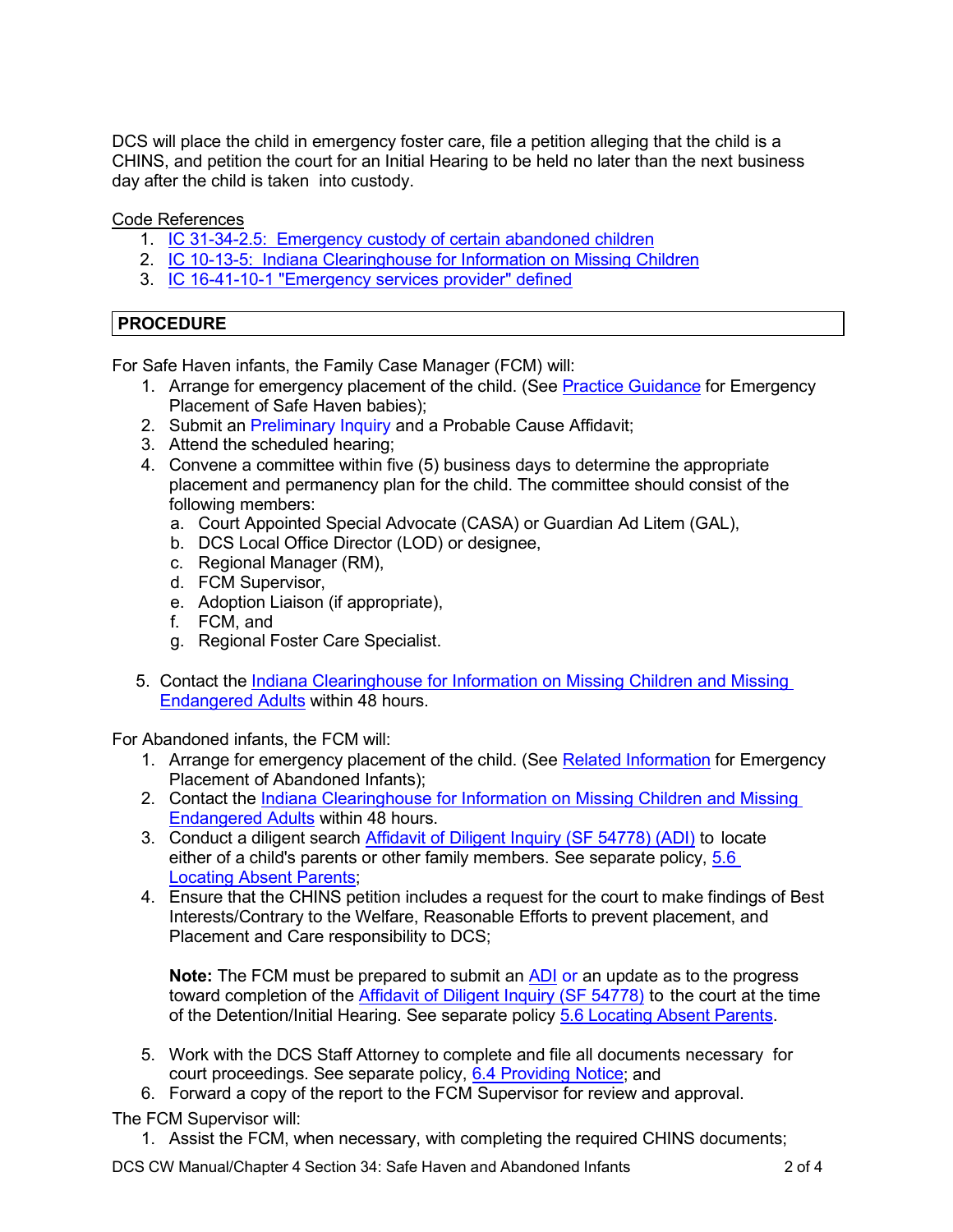DCS will place the child in emergency foster care, file a petition alleging that the child is a CHINS, and petition the court for an Initial Hearing to be held no later than the next business day after the child is taken into custody.

Code References

1. IC 31-34-2.5: Emergency custody of certain abandoned children
2. IC 10-13-5: Indiana Clearinghouse for Information on Missing Children
3. IC 16-41-10-1 "Emergency services provider" defined

## PROCEDURE

For Safe Haven infants, the Family Case Manager (FCM) will:

1. Arrange for emergency placement of the child. (See Practice Guidance for Emergency Placement of Safe Haven babies);
2. Submit an Preliminary Inquiry and a Probable Cause Affidavit;
3. Attend the scheduled hearing;
4. Convene a committee within five (5) business days to determine the appropriate placement and permanency plan for the child. The committee should consist of the following members:
   a. Court Appointed Special Advocate (CASA) or Guardian Ad Litem (GAL),
   b. DCS Local Office Director (LOD) or designee,
   c. Regional Manager (RM),
   d. FCM Supervisor,
   e. Adoption Liaison (if appropriate),
   f. FCM, and
   g. Regional Foster Care Specialist.
5. Contact the Indiana Clearinghouse for Information on Missing Children and Missing Endangered Adults within 48 hours.

For Abandoned infants, the FCM will:

1. Arrange for emergency placement of the child. (See Related Information for Emergency Placement of Abandoned Infants);
2. Contact the Indiana Clearinghouse for Information on Missing Children and Missing Endangered Adults within 48 hours.
3. Conduct a diligent search Affidavit of Diligent Inquiry (SF 54778) (ADI) to locate either of a child's parents or other family members. See separate policy, 5.6 Locating Absent Parents;
4. Ensure that the CHINS petition includes a request for the court to make findings of Best Interests/Contrary to the Welfare, Reasonable Efforts to prevent placement, and Placement and Care responsibility to DCS;

   **Note:** The FCM must be prepared to submit an ADI or an update as to the progress toward completion of the Affidavit of Diligent Inquiry (SF 54778) to the court at the time of the Detention/Initial Hearing. See separate policy 5.6 Locating Absent Parents.

5. Work with the DCS Staff Attorney to complete and file all documents necessary for court proceedings. See separate policy, 6.4 Providing Notice; and
6. Forward a copy of the report to the FCM Supervisor for review and approval.

The FCM Supervisor will:

1. Assist the FCM, when necessary, with completing the required CHINS documents;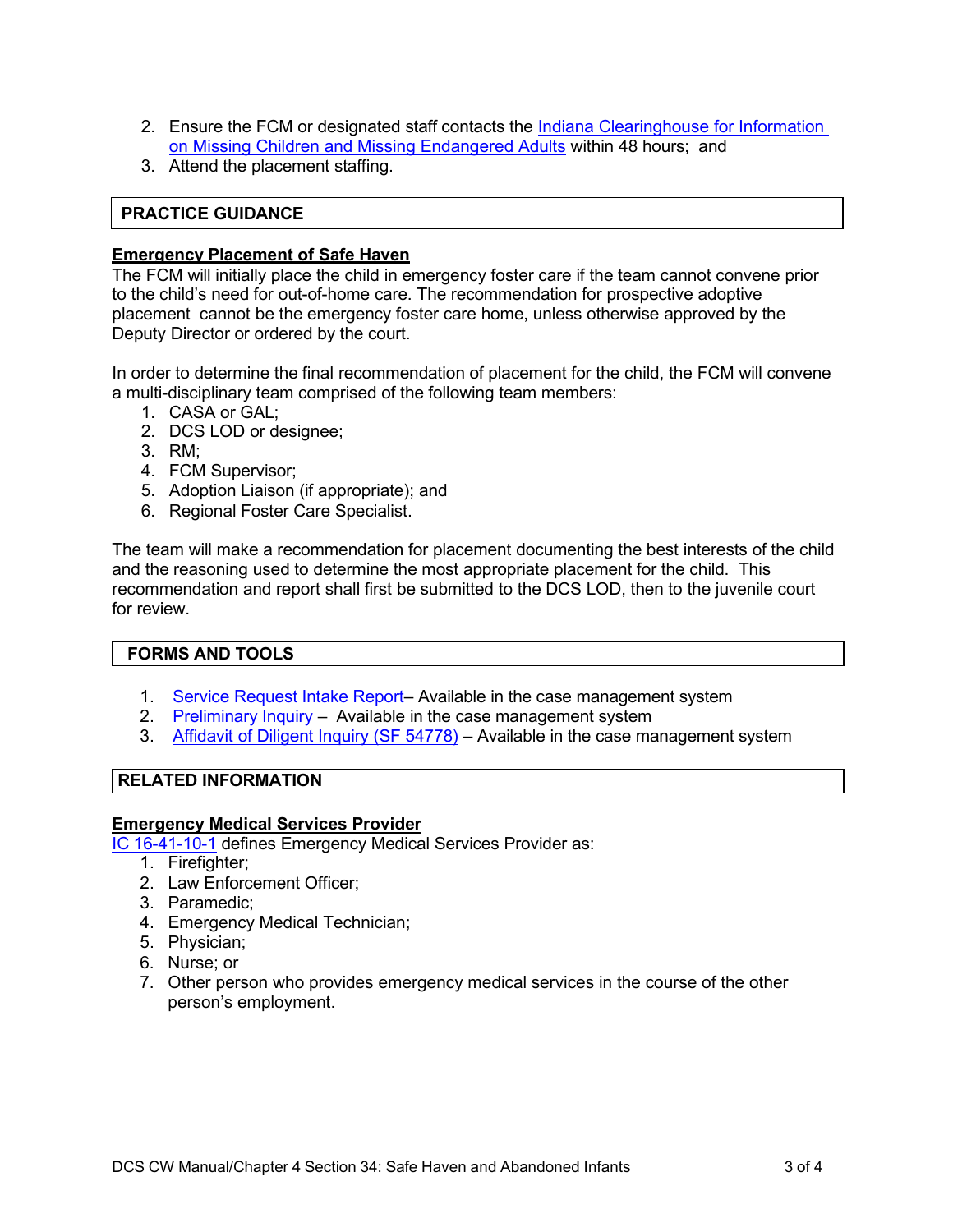2. Ensure the FCM or designated staff contacts the Indiana Clearinghouse for Information on Missing Children and Missing Endangered Adults within 48 hours; and
3. Attend the placement staffing.

## PRACTICE GUIDANCE

**Emergency Placement of Safe Haven**

The FCM will initially place the child in emergency foster care if the team cannot convene prior to the child's need for out-of-home care. The recommendation for prospective adoptive placement cannot be the emergency foster care home, unless otherwise approved by the Deputy Director or ordered by the court.

In order to determine the final recommendation of placement for the child, the FCM will convene a multi-disciplinary team comprised of the following team members:

1. CASA or GAL;
2. DCS LOD or designee;
3. RM;
4. FCM Supervisor;
5. Adoption Liaison (if appropriate); and
6. Regional Foster Care Specialist.

The team will make a recommendation for placement documenting the best interests of the child and the reasoning used to determine the most appropriate placement for the child. This recommendation and report shall first be submitted to the DCS LOD, then to the juvenile court for review.

## FORMS AND TOOLS

1. Service Request Intake Report– Available in the case management system
2. Preliminary Inquiry – Available in the case management system
3. Affidavit of Diligent Inquiry (SF 54778) – Available in the case management system

## RELATED INFORMATION

**Emergency Medical Services Provider**

IC 16-41-10-1 defines Emergency Medical Services Provider as:

1. Firefighter;
2. Law Enforcement Officer;
3. Paramedic;
4. Emergency Medical Technician;
5. Physician;
6. Nurse; or
7. Other person who provides emergency medical services in the course of the other person's employment.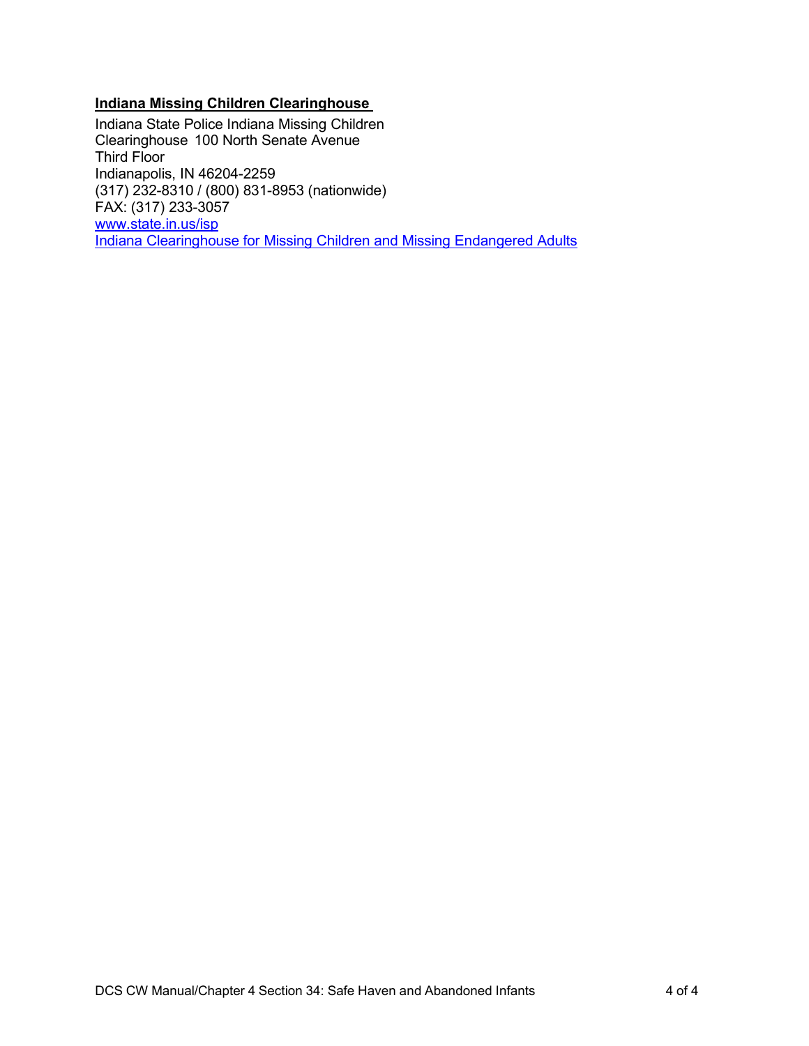**Indiana Missing Children Clearinghouse**

Indiana State Police Indiana Missing Children Clearinghouse 100 North Senate Avenue
Third Floor
Indianapolis, IN 46204-2259
(317) 232-8310 / (800) 831-8953 (nationwide)
FAX: (317) 233-3057
www.state.in.us/isp
Indiana Clearinghouse for Missing Children and Missing Endangered Adults